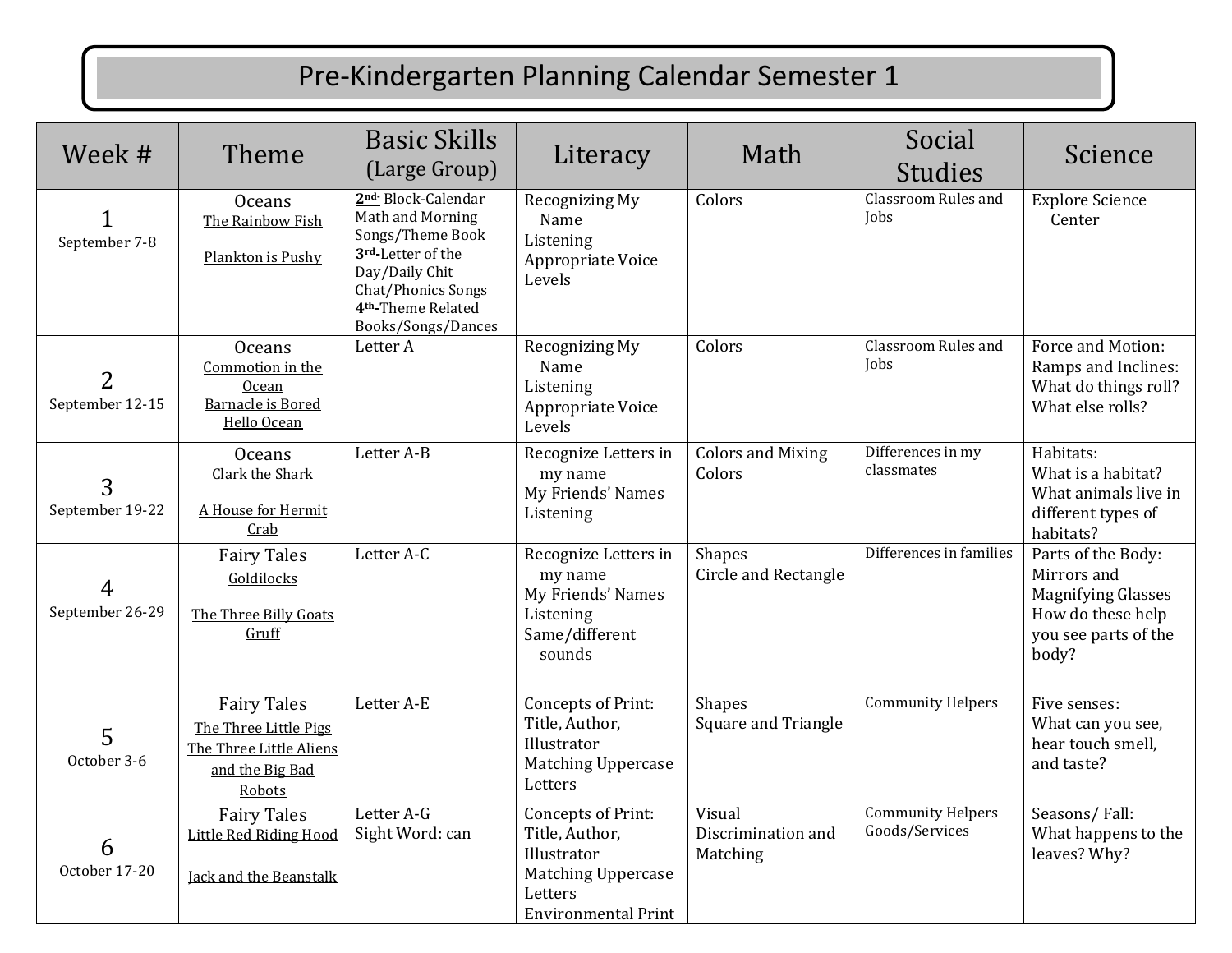# Pre-Kindergarten Planning Calendar Semester 1

| Week # | Theme | Basic Skills (Large Group) | Literacy | Math | Social Studies | Science |
|---|---|---|---|---|---|---|
| 1<br>September 7-8 | Oceans<br>The Rainbow Fish<br><br>Plankton is Pushy | **2nd-** Block-Calendar Math and Morning Songs/Theme Book<br>**3rd-**Letter of the Day/Daily Chit Chat/Phonics Songs<br>**4th-**Theme Related Books/Songs/Dances | Recognizing My Name<br>Listening<br>Appropriate Voice Levels | Colors | Classroom Rules and Jobs | Explore Science Center |
| 2<br>September 12-15 | Oceans<br>Commotion in the Ocean<br>Barnacle is Bored<br>Hello Ocean | Letter A | Recognizing My Name<br>Listening<br>Appropriate Voice Levels | Colors | Classroom Rules and Jobs | Force and Motion: Ramps and Inclines: What do things roll? What else rolls? |
| 3<br>September 19-22 | Oceans<br>Clark the Shark<br><br>A House for Hermit Crab | Letter A-B | Recognize Letters in my name<br>My Friends' Names<br>Listening | Colors and Mixing Colors | Differences in my classmates | Habitats:<br>What is a habitat? What animals live in different types of habitats? |
| 4<br>September 26-29 | Fairy Tales<br>Goldilocks<br><br>The Three Billy Goats Gruff | Letter A-C | Recognize Letters in my name<br>My Friends' Names<br>Listening<br>Same/different sounds | Shapes<br>Circle and Rectangle | Differences in families | Parts of the Body: Mirrors and Magnifying Glasses How do these help you see parts of the body? |
| 5<br>October 3-6 | Fairy Tales<br>The Three Little Pigs<br>The Three Little Aliens and the Big Bad Robots | Letter A-E | Concepts of Print: Title, Author, Illustrator<br>Matching Uppercase Letters | Shapes<br>Square and Triangle | Community Helpers | Five senses:<br>What can you see, hear touch smell, and taste? |
| 6<br>October 17-20 | Fairy Tales<br>Little Red Riding Hood<br><br>Jack and the Beanstalk | Letter A-G<br>Sight Word: can | Concepts of Print: Title, Author, Illustrator<br>Matching Uppercase Letters<br>Environmental Print | Visual Discrimination and Matching | Community Helpers<br>Goods/Services | Seasons/ Fall:<br>What happens to the leaves? Why? |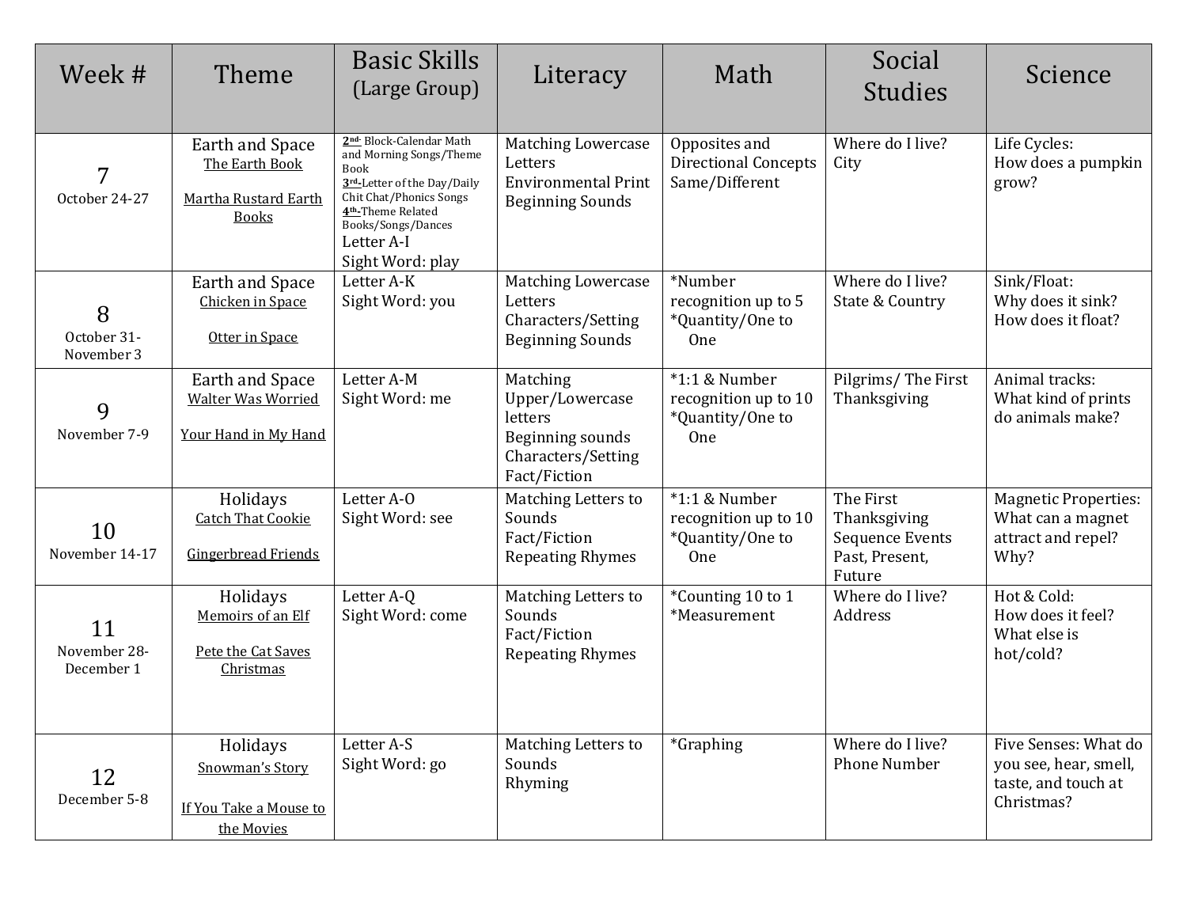| Week # | Theme | Basic Skills (Large Group) | Literacy | Math | Social Studies | Science |
|---|---|---|---|---|---|---|
| 7<br>October 24-27 | Earth and Space<br>The Earth Book<br><br>Martha Rustard Earth Books | **2nd**- Block-Calendar Math and Morning Songs/Theme Book<br>**3rd**-Letter of the Day/Daily Chit Chat/Phonics Songs<br>**4th**-Theme Related Books/Songs/Dances<br>Letter A-I<br>Sight Word: play | Matching Lowercase Letters<br>Environmental Print<br>Beginning Sounds | Opposites and Directional Concepts<br>Same/Different | Where do I live?<br>City | Life Cycles:<br>How does a pumpkin grow? |
| 8<br>October 31-November 3 | Earth and Space<br>Chicken in Space<br><br>Otter in Space | Letter A-K<br>Sight Word: you | Matching Lowercase Letters<br>Characters/Setting<br>Beginning Sounds | *Number recognition up to 5<br>*Quantity/One to One | Where do I live?<br>State & Country | Sink/Float:<br>Why does it sink?<br>How does it float? |
| 9<br>November 7-9 | Earth and Space<br>Walter Was Worried<br><br>Your Hand in My Hand | Letter A-M<br>Sight Word: me | Matching Upper/Lowercase letters<br>Beginning sounds<br>Characters/Setting<br>Fact/Fiction | *1:1 & Number recognition up to 10<br>*Quantity/One to One | Pilgrims/ The First Thanksgiving | Animal tracks:<br>What kind of prints do animals make? |
| 10<br>November 14-17 | Holidays<br>Catch That Cookie<br><br>Gingerbread Friends | Letter A-O<br>Sight Word: see | Matching Letters to Sounds<br>Fact/Fiction<br>Repeating Rhymes | *1:1 & Number recognition up to 10<br>*Quantity/One to One | The First Thanksgiving<br>Sequence Events<br>Past, Present, Future | Magnetic Properties:<br>What can a magnet attract and repel? Why? |
| 11<br>November 28-December 1 | Holidays<br>Memoirs of an Elf<br><br>Pete the Cat Saves Christmas | Letter A-Q<br>Sight Word: come | Matching Letters to Sounds<br>Fact/Fiction<br>Repeating Rhymes | *Counting 10 to 1<br>*Measurement | Where do I live?<br>Address | Hot & Cold:<br>How does it feel? What else is hot/cold? |
| 12<br>December 5-8 | Holidays<br>Snowman's Story<br><br>If You Take a Mouse to the Movies | Letter A-S<br>Sight Word: go | Matching Letters to Sounds<br>Rhyming | *Graphing | Where do I live?<br>Phone Number | Five Senses: What do you see, hear, smell, taste, and touch at Christmas? |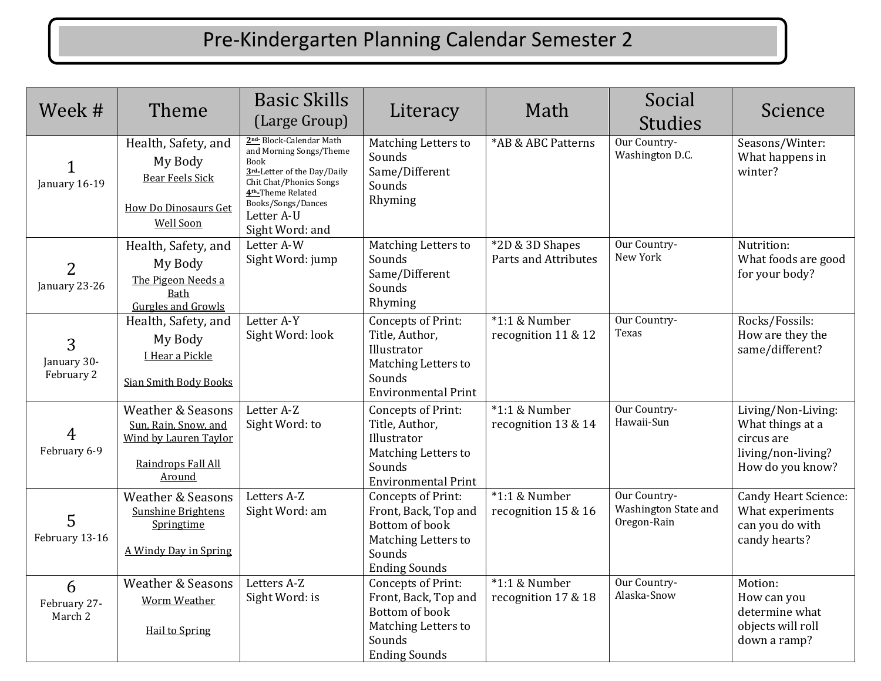# Pre-Kindergarten Planning Calendar Semester 2

| Week # | Theme | Basic Skills (Large Group) | Literacy | Math | Social Studies | Science |
|---|---|---|---|---|---|---|
| 1<br>January 16-19 | Health, Safety, and My Body<br>Bear Feels Sick<br><br>How Do Dinosaurs Get Well Soon | **2nd-** Block-Calendar Math and Morning Songs/Theme Book<br>**3rd-**Letter of the Day/Daily Chit Chat/Phonics Songs<br>**4th-**Theme Related Books/Songs/Dances<br>Letter A-U<br>Sight Word: and | Matching Letters to Sounds<br>Same/Different Sounds<br>Rhyming | *AB & ABC Patterns | Our Country-<br>Washington D.C. | Seasons/Winter:<br>What happens in winter? |
| 2<br>January 23-26 | Health, Safety, and My Body<br>The Pigeon Needs a Bath<br>Gurgles and Growls | Letter A-W<br>Sight Word: jump | Matching Letters to Sounds<br>Same/Different Sounds<br>Rhyming | *2D & 3D Shapes Parts and Attributes | Our Country-<br>New York | Nutrition:<br>What foods are good for your body? |
| 3<br>January 30-February 2 | Health, Safety, and My Body<br>I Hear a Pickle<br><br>Sian Smith Body Books | Letter A-Y<br>Sight Word: look | Concepts of Print: Title, Author, Illustrator<br>Matching Letters to Sounds<br>Environmental Print | *1:1 & Number recognition 11 & 12 | Our Country-<br>Texas | Rocks/Fossils:<br>How are they the same/different? |
| 4<br>February 6-9 | Weather & Seasons<br>Sun, Rain, Snow, and Wind by Lauren Taylor<br><br>Raindrops Fall All Around | Letter A-Z<br>Sight Word: to | Concepts of Print: Title, Author, Illustrator<br>Matching Letters to Sounds<br>Environmental Print | *1:1 & Number recognition 13 & 14 | Our Country-<br>Hawaii-Sun | Living/Non-Living:<br>What things at a circus are living/non-living? How do you know? |
| 5<br>February 13-16 | Weather & Seasons<br>Sunshine Brightens Springtime<br><br>A Windy Day in Spring | Letters A-Z<br>Sight Word: am | Concepts of Print: Front, Back, Top and Bottom of book<br>Matching Letters to Sounds<br>Ending Sounds | *1:1 & Number recognition 15 & 16 | Our Country-<br>Washington State and Oregon-Rain | Candy Heart Science:<br>What experiments can you do with candy hearts? |
| 6<br>February 27-March 2 | Weather & Seasons<br>Worm Weather<br><br>Hail to Spring | Letters A-Z<br>Sight Word: is | Concepts of Print: Front, Back, Top and Bottom of book<br>Matching Letters to Sounds<br>Ending Sounds | *1:1 & Number recognition 17 & 18 | Our Country-<br>Alaska-Snow | Motion:<br>How can you determine what objects will roll down a ramp? |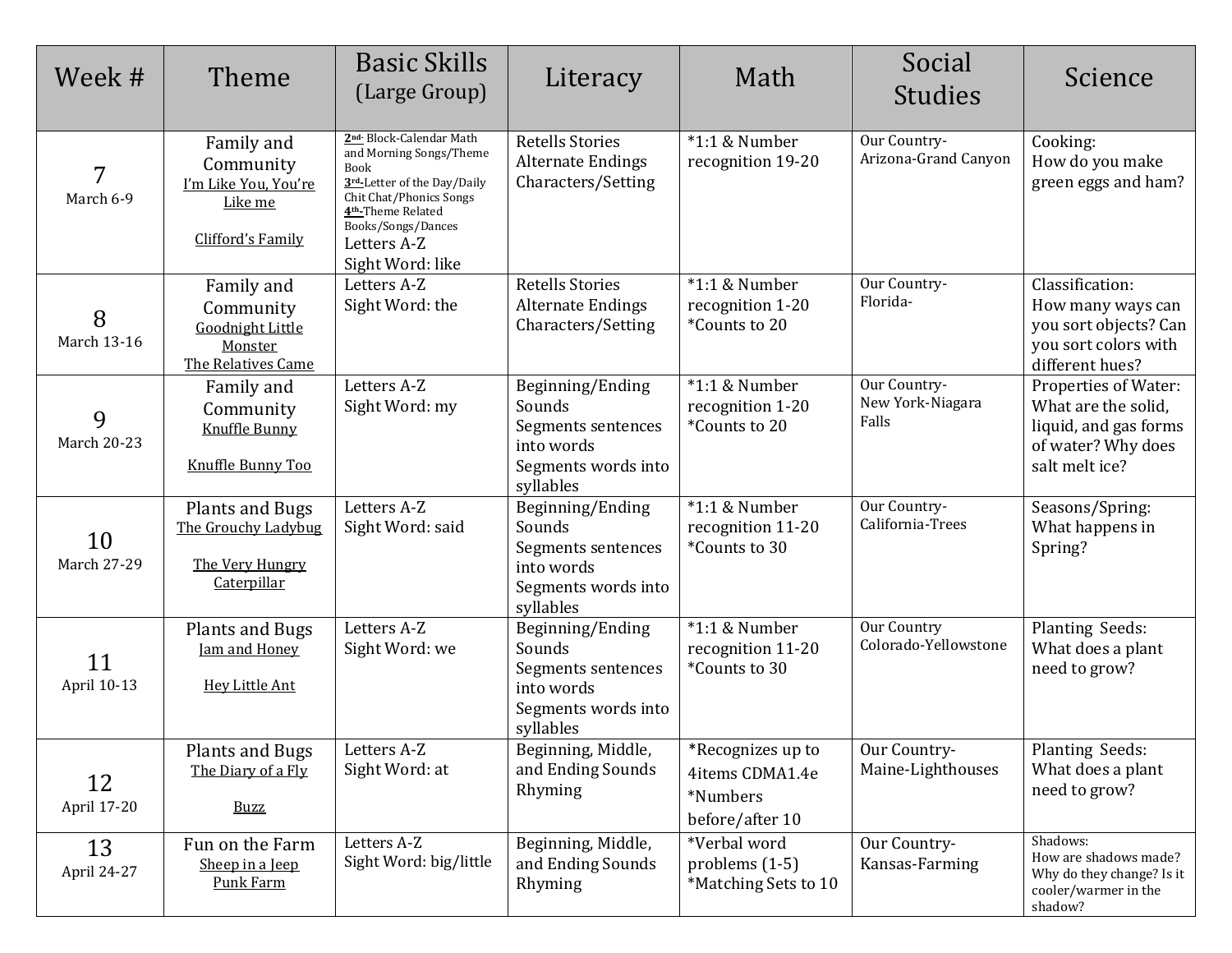| Week # | Theme | Basic Skills (Large Group) | Literacy | Math | Social Studies | Science |
|---|---|---|---|---|---|---|
| 7<br>March 6-9 | Family and Community<br>I'm Like You, You're Like me<br><br>Clifford's Family | **2nd-** Block-Calendar Math and Morning Songs/Theme Book<br>**3rd-**Letter of the Day/Daily Chit Chat/Phonics Songs<br>**4th-**Theme Related Books/Songs/Dances<br>Letters A-Z<br>Sight Word: like | Retells Stories<br>Alternate Endings<br>Characters/Setting | *1:1 & Number recognition 19-20 | Our Country-<br>Arizona-Grand Canyon | Cooking:<br>How do you make green eggs and ham? |
| 8<br>March 13-16 | Family and Community<br>Goodnight Little Monster<br>The Relatives Came | Letters A-Z<br>Sight Word: the | Retells Stories<br>Alternate Endings<br>Characters/Setting | *1:1 & Number recognition 1-20<br>*Counts to 20 | Our Country-<br>Florida- | Classification:<br>How many ways can you sort objects? Can you sort colors with different hues? |
| 9<br>March 20-23 | Family and Community<br>Knuffle Bunny<br><br>Knuffle Bunny Too | Letters A-Z<br>Sight Word: my | Beginning/Ending Sounds<br>Segments sentences into words<br>Segments words into syllables | *1:1 & Number recognition 1-20<br>*Counts to 20 | Our Country-<br>New York-Niagara Falls | Properties of Water:<br>What are the solid, liquid, and gas forms of water? Why does salt melt ice? |
| 10<br>March 27-29 | Plants and Bugs<br>The Grouchy Ladybug<br><br>The Very Hungry Caterpillar | Letters A-Z<br>Sight Word: said | Beginning/Ending Sounds<br>Segments sentences into words<br>Segments words into syllables | *1:1 & Number recognition 11-20<br>*Counts to 30 | Our Country-<br>California-Trees | Seasons/Spring:<br>What happens in Spring? |
| 11<br>April 10-13 | Plants and Bugs<br>Jam and Honey<br><br>Hey Little Ant | Letters A-Z<br>Sight Word: we | Beginning/Ending Sounds<br>Segments sentences into words<br>Segments words into syllables | *1:1 & Number recognition 11-20<br>*Counts to 30 | Our Country<br>Colorado-Yellowstone | Planting Seeds:<br>What does a plant need to grow? |
| 12<br>April 17-20 | Plants and Bugs<br>The Diary of a Fly<br><br>Buzz | Letters A-Z<br>Sight Word: at | Beginning, Middle, and Ending Sounds<br>Rhyming | *Recognizes up to 4items CDMA1.4e<br>*Numbers before/after 10 | Our Country-<br>Maine-Lighthouses | Planting Seeds:<br>What does a plant need to grow? |
| 13<br>April 24-27 | Fun on the Farm<br>Sheep in a Jeep<br>Punk Farm | Letters A-Z<br>Sight Word: big/little | Beginning, Middle, and Ending Sounds<br>Rhyming | *Verbal word problems (1-5)<br>*Matching Sets to 10 | Our Country-<br>Kansas-Farming | Shadows:<br>How are shadows made? Why do they change? Is it cooler/warmer in the shadow? |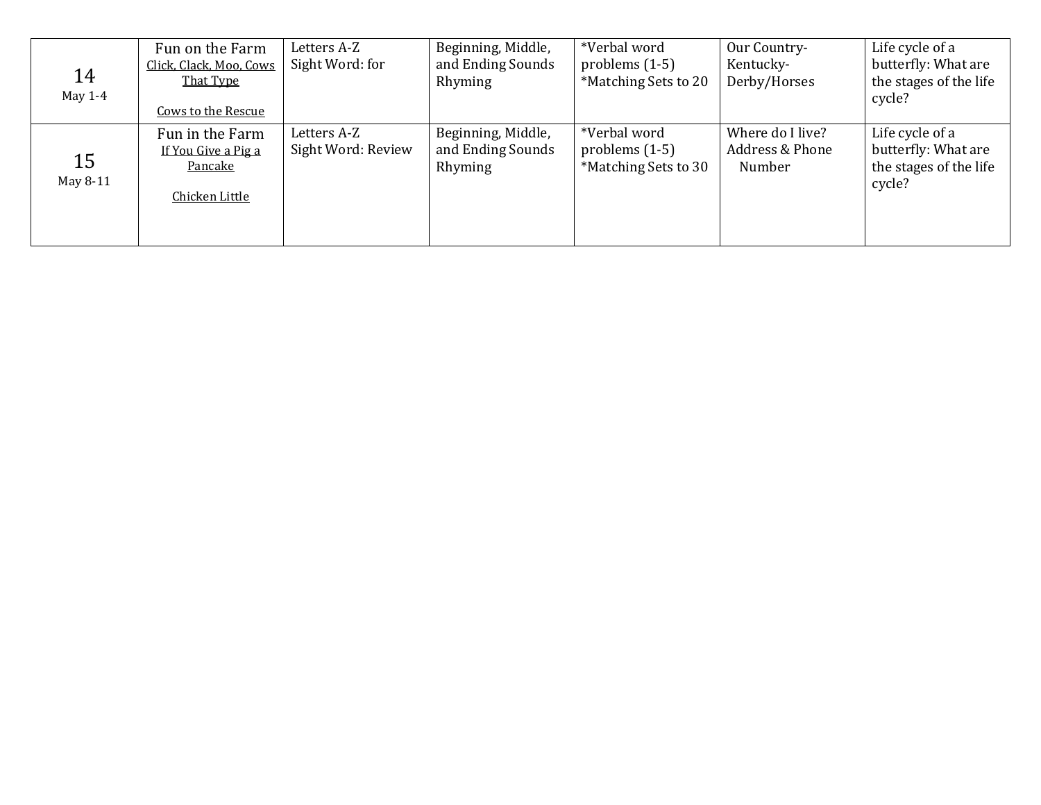| | | | | | | |
|---|---|---|---|---|---|---|
| 14<br>May 1-4 | Fun on the Farm<br>Click, Clack, Moo, Cows That Type<br><br>Cows to the Rescue | Letters A-Z<br>Sight Word: for | Beginning, Middle, and Ending Sounds<br>Rhyming | *Verbal word problems (1-5)<br>*Matching Sets to 20 | Our Country-Kentucky-Derby/Horses | Life cycle of a butterfly: What are the stages of the life cycle? |
| 15<br>May 8-11 | Fun in the Farm<br>If You Give a Pig a Pancake<br><br>Chicken Little | Letters A-Z<br>Sight Word: Review | Beginning, Middle, and Ending Sounds<br>Rhyming | *Verbal word problems (1-5)<br>*Matching Sets to 30 | Where do I live?<br>Address & Phone Number | Life cycle of a butterfly: What are the stages of the life cycle? |